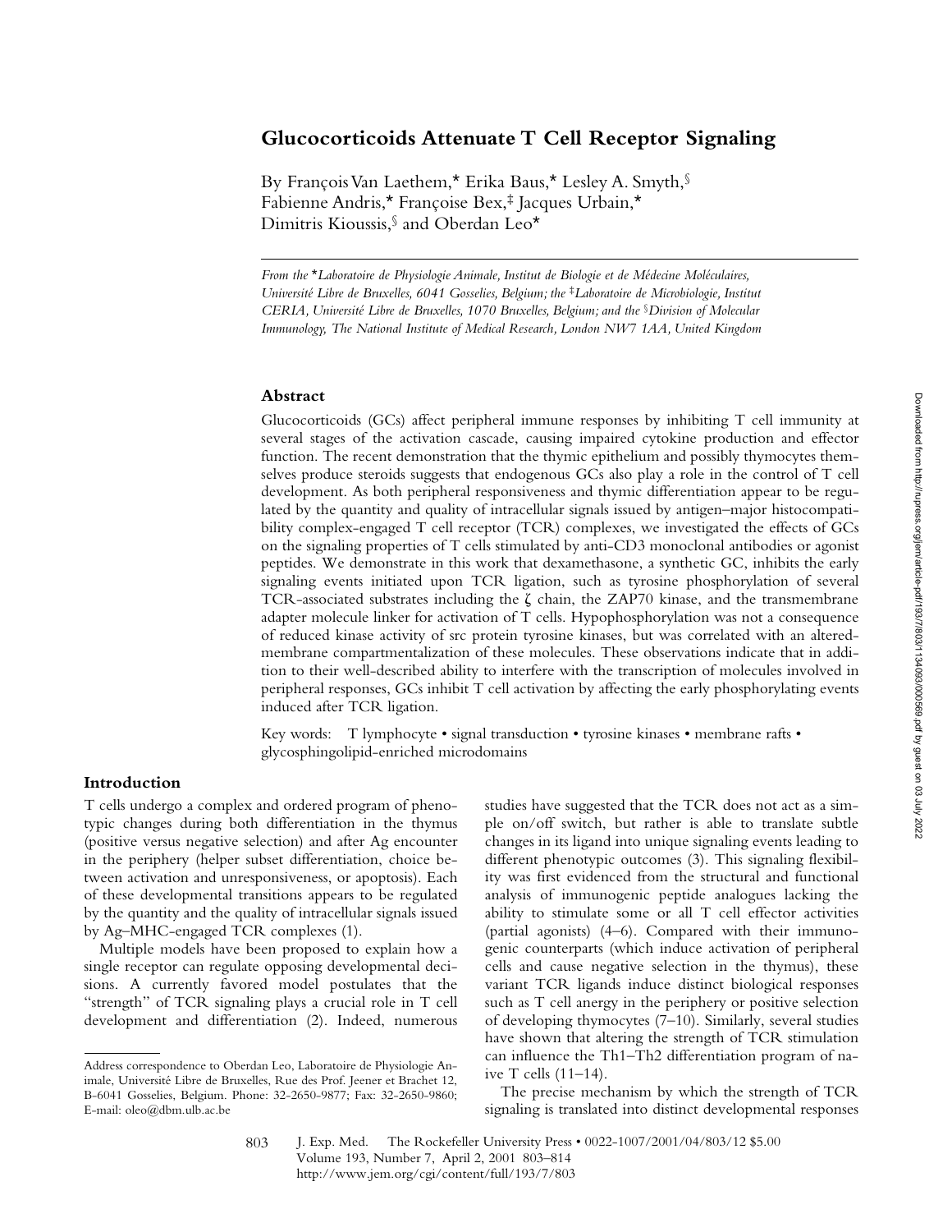# Glucocorticoids Attenuate T Cell Receptor Signaling

By François Van Laethem,* Erika Baus,* Lesley A. Smyth,[§] Fabienne Andris,* Françoise Bex,[‡] Jacques Urbain,* Dimitris Kioussis,[§] and Oberdan Leo*

*From the *Laboratoire de Physiologie Animale, Institut de Biologie et de Médecine Moléculaires, Université Libre de Bruxelles, 6041 Gosselies, Belgium; the [‡]Laboratoire de Microbiologie, Institut CERIA, Université Libre de Bruxelles, 1070 Bruxelles, Belgium; and the [§]Division of Molecular Immunology, The National Institute of Medical Research, London NW7 1AA, United Kingdom*

## Abstract

Glucocorticoids (GCs) affect peripheral immune responses by inhibiting T cell immunity at several stages of the activation cascade, causing impaired cytokine production and effector function. The recent demonstration that the thymic epithelium and possibly thymocytes themselves produce steroids suggests that endogenous GCs also play a role in the control of T cell development. As both peripheral responsiveness and thymic differentiation appear to be regulated by the quantity and quality of intracellular signals issued by antigen–major histocompatibility complex-engaged T cell receptor (TCR) complexes, we investigated the effects of GCs on the signaling properties of T cells stimulated by anti-CD3 monoclonal antibodies or agonist peptides. We demonstrate in this work that dexamethasone, a synthetic GC, inhibits the early signaling events initiated upon TCR ligation, such as tyrosine phosphorylation of several TCR-associated substrates including the ζ chain, the ZAP70 kinase, and the transmembrane adapter molecule linker for activation of T cells. Hypophosphorylation was not a consequence of reduced kinase activity of src protein tyrosine kinases, but was correlated with an altered-membrane compartmentalization of these molecules. These observations indicate that in addition to their well-described ability to interfere with the transcription of molecules involved in peripheral responses, GCs inhibit T cell activation by affecting the early phosphorylating events induced after TCR ligation.

Key words: T lymphocyte • signal transduction • tyrosine kinases • membrane rafts • glycosphingolipid-enriched microdomains

## Introduction

T cells undergo a complex and ordered program of phenotypic changes during both differentiation in the thymus (positive versus negative selection) and after Ag encounter in the periphery (helper subset differentiation, choice between activation and unresponsiveness, or apoptosis). Each of these developmental transitions appears to be regulated by the quantity and the quality of intracellular signals issued by Ag–MHC-engaged TCR complexes (1).

Multiple models have been proposed to explain how a single receptor can regulate opposing developmental decisions. A currently favored model postulates that the "strength" of TCR signaling plays a crucial role in T cell development and differentiation (2). Indeed, numerous studies have suggested that the TCR does not act as a simple on/off switch, but rather is able to translate subtle changes in its ligand into unique signaling events leading to different phenotypic outcomes (3). This signaling flexibility was first evidenced from the structural and functional analysis of immunogenic peptide analogues lacking the ability to stimulate some or all T cell effector activities (partial agonists) (4–6). Compared with their immunogenic counterparts (which induce activation of peripheral cells and cause negative selection in the thymus), these variant TCR ligands induce distinct biological responses such as T cell anergy in the periphery or positive selection of developing thymocytes (7–10). Similarly, several studies have shown that altering the strength of TCR stimulation can influence the Th1–Th2 differentiation program of naive T cells (11–14).

The precise mechanism by which the strength of TCR signaling is translated into distinct developmental responses

Address correspondence to Oberdan Leo, Laboratoire de Physiologie Animale, Université Libre de Bruxelles, Rue des Prof. Jeener et Brachet 12, B-6041 Gosselies, Belgium. Phone: 32-2650-9877; Fax: 32-2650-9860; E-mail: oleo@dbm.ulb.ac.be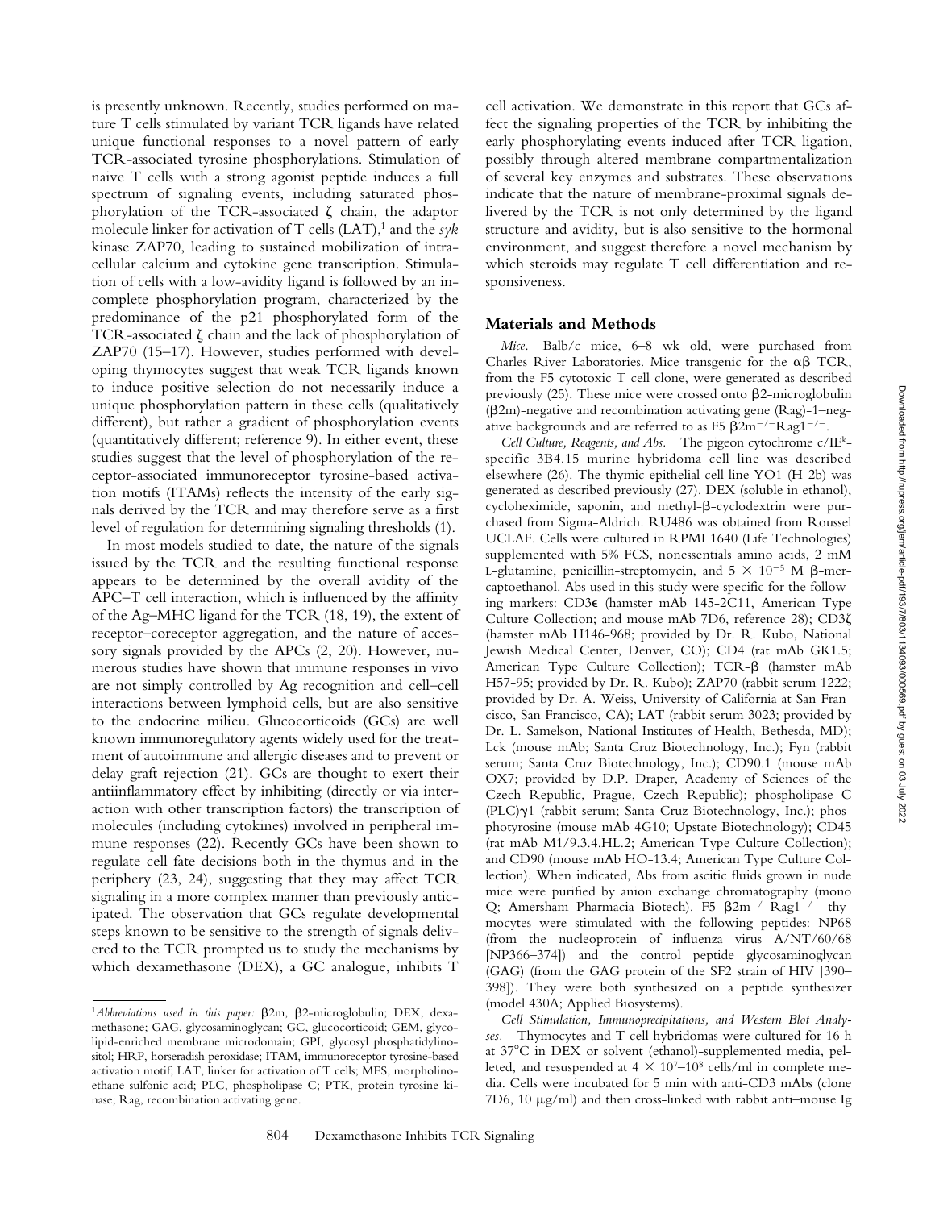is presently unknown. Recently, studies performed on mature T cells stimulated by variant TCR ligands have related unique functional responses to a novel pattern of early TCR-associated tyrosine phosphorylations. Stimulation of naive T cells with a strong agonist peptide induces a full spectrum of signaling events, including saturated phosphorylation of the TCR-associated ζ chain, the adaptor molecule linker for activation of T cells (LAT),[1] and the *syk* kinase ZAP70, leading to sustained mobilization of intracellular calcium and cytokine gene transcription. Stimulation of cells with a low-avidity ligand is followed by an incomplete phosphorylation program, characterized by the predominance of the p21 phosphorylated form of the TCR-associated ζ chain and the lack of phosphorylation of ZAP70 (15–17). However, studies performed with developing thymocytes suggest that weak TCR ligands known to induce positive selection do not necessarily induce a unique phosphorylation pattern in these cells (qualitatively different), but rather a gradient of phosphorylation events (quantitatively different; reference 9). In either event, these studies suggest that the level of phosphorylation of the receptor-associated immunoreceptor tyrosine-based activation motifs (ITAMs) reflects the intensity of the early signals derived by the TCR and may therefore serve as a first level of regulation for determining signaling thresholds (1).

In most models studied to date, the nature of the signals issued by the TCR and the resulting functional response appears to be determined by the overall avidity of the APC–T cell interaction, which is influenced by the affinity of the Ag–MHC ligand for the TCR (18, 19), the extent of receptor–coreceptor aggregation, and the nature of accessory signals provided by the APCs (2, 20). However, numerous studies have shown that immune responses in vivo are not simply controlled by Ag recognition and cell–cell interactions between lymphoid cells, but are also sensitive to the endocrine milieu. Glucocorticoids (GCs) are well known immunoregulatory agents widely used for the treatment of autoimmune and allergic diseases and to prevent or delay graft rejection (21). GCs are thought to exert their antiinflammatory effect by inhibiting (directly or via interaction with other transcription factors) the transcription of molecules (including cytokines) involved in peripheral immune responses (22). Recently GCs have been shown to regulate cell fate decisions both in the thymus and in the periphery (23, 24), suggesting that they may affect TCR signaling in a more complex manner than previously anticipated. The observation that GCs regulate developmental steps known to be sensitive to the strength of signals delivered to the TCR prompted us to study the mechanisms by which dexamethasone (DEX), a GC analogue, inhibits T cell activation. We demonstrate in this report that GCs affect the signaling properties of the TCR by inhibiting the early phosphorylating events induced after TCR ligation, possibly through altered membrane compartmentalization of several key enzymes and substrates. These observations indicate that the nature of membrane-proximal signals delivered by the TCR is not only determined by the ligand structure and avidity, but is also sensitive to the hormonal environment, and suggest therefore a novel mechanism by which steroids may regulate T cell differentiation and responsiveness.

## Materials and Methods

*Mice.* Balb/c mice, 6–8 wk old, were purchased from Charles River Laboratories. Mice transgenic for the αβ TCR, from the F5 cytotoxic T cell clone, were generated as described previously (25). These mice were crossed onto β2-microglobulin (β2m)-negative and recombination activating gene (Rag)-1–negative backgrounds and are referred to as F5 $\beta 2m^{-/-}Rag1^{-/-}$.

*Cell Culture, Reagents, and Abs.* The pigeon cytochrome c/IE$^k$-specific 3B4.15 murine hybridoma cell line was described elsewhere (26). The thymic epithelial cell line YO1 (H-2b) was generated as described previously (27). DEX (soluble in ethanol), cycloheximide, saponin, and methyl-β-cyclodextrin were purchased from Sigma-Aldrich. RU486 was obtained from Roussel UCLAF. Cells were cultured in RPMI 1640 (Life Technologies) supplemented with 5% FCS, nonessentials amino acids, 2 mM L-glutamine, penicillin-streptomycin, and $5 \times 10^{-5}$ M β-mercaptoethanol. Abs used in this study were specific for the following markers: CD3ε (hamster mAb 145-2C11, American Type Culture Collection; and mouse mAb 7D6, reference 28); CD3ζ (hamster mAb H146-968; provided by Dr. R. Kubo, National Jewish Medical Center, Denver, CO); CD4 (rat mAb GK1.5; American Type Culture Collection); TCR-β (hamster mAb H57-95; provided by Dr. R. Kubo); ZAP70 (rabbit serum 1222; provided by Dr. A. Weiss, University of California at San Francisco, San Francisco, CA); LAT (rabbit serum 3023; provided by Dr. L. Samelson, National Institutes of Health, Bethesda, MD); Lck (mouse mAb; Santa Cruz Biotechnology, Inc.); Fyn (rabbit serum; Santa Cruz Biotechnology, Inc.); CD90.1 (mouse mAb OX7; provided by D.P. Draper, Academy of Sciences of the Czech Republic, Prague, Czech Republic); phospholipase C (PLC)γ1 (rabbit serum; Santa Cruz Biotechnology, Inc.); phosphotyrosine (mouse mAb 4G10; Upstate Biotechnology); CD45 (rat mAb M1/9.3.4.HL.2; American Type Culture Collection); and CD90 (mouse mAb HO-13.4; American Type Culture Collection). When indicated, Abs from ascitic fluids grown in nude mice were purified by anion exchange chromatography (mono Q; Amersham Pharmacia Biotech). F5 $\beta 2m^{-/-}Rag1^{-/-}$ thymocytes were stimulated with the following peptides: NP68 (from the nucleoprotein of influenza virus A/NT/60/68 [NP366–374]) and the control peptide glycosaminoglycan (GAG) (from the GAG protein of the SF2 strain of HIV [390–398]). They were both synthesized on a peptide synthesizer (model 430A; Applied Biosystems).

*Cell Stimulation, Immunoprecipitations, and Western Blot Analyses.* Thymocytes and T cell hybridomas were cultured for 16 h at 37°C in DEX or solvent (ethanol)-supplemented media, pelleted, and resuspended at $4 \times 10^7$–$10^8$ cells/ml in complete media. Cells were incubated for 5 min with anti-CD3 mAbs (clone 7D6, 10 μg/ml) and then cross-linked with rabbit anti–mouse Ig

[1]*Abbreviations used in this paper:* β2m, β2-microglobulin; DEX, dexamethasone; GAG, glycosaminoglycan; GC, glucocorticoid; GEM, glycolipid-enriched membrane microdomain; GPI, glycosyl phosphatidylinositol; HRP, horseradish peroxidase; ITAM, immunoreceptor tyrosine-based activation motif; LAT, linker for activation of T cells; MES, morpholinoethane sulfonic acid; PLC, phospholipase C; PTK, protein tyrosine kinase; Rag, recombination activating gene.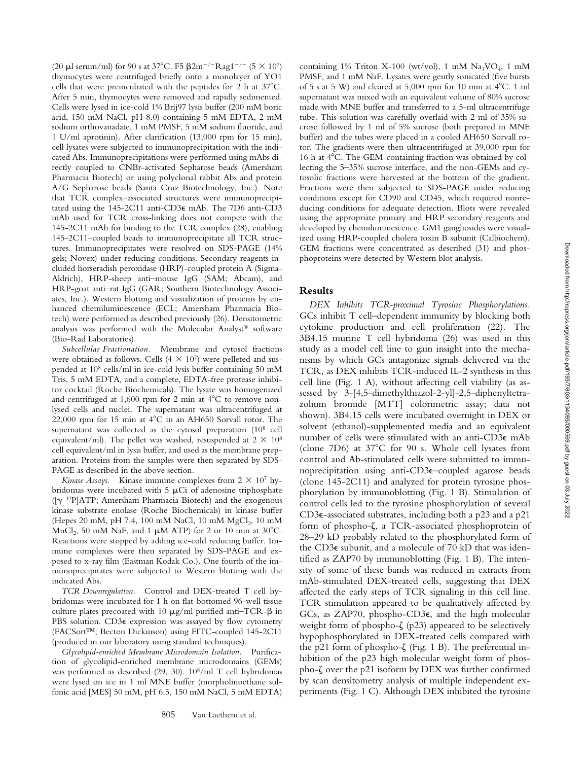(20 μl serum/ml) for 90 s at 37°C. F5 $\beta 2m^{-/-}Rag1^{-/-}$ ($5 \times 10^7$) thymocytes were centrifuged briefly onto a monolayer of YO1 cells that were preincubated with the peptides for 2 h at 37°C. After 5 min, thymocytes were removed and rapidly sedimented. Cells were lysed in ice-cold 1% Brij97 lysis buffer (200 mM boric acid, 150 mM NaCl, pH 8.0) containing 5 mM EDTA, 2 mM sodium orthovanadate, 1 mM PMSF, 5 mM sodium fluoride, and 1 U/ml aprotinin). After clarification (13,000 rpm for 15 min), cell lysates were subjected to immunoprecipitation with the indicated Abs. Immunoprecipitations were performed using mAbs directly coupled to CNBr-activated Sepharose beads (Amersham Pharmacia Biotech) or using polyclonal rabbit Abs and protein A/G–Sepharose beads (Santa Cruz Biotechnology, Inc.). Note that TCR complex–associated structures were immunoprecipitated using the 145-2C11 anti-CD3ε mAb. The 7D6 anti-CD3 mAb used for TCR cross-linking does not compete with the 145-2C11 mAb for binding to the TCR complex (28), enabling 145-2C11–coupled beads to immunoprecipitate all TCR structures. Immunoprecipitates were resolved on SDS-PAGE (14% gels; Novex) under reducing conditions. Secondary reagents included horseradish peroxidase (HRP)-coupled protein A (Sigma-Aldrich), HRP-sheep anti–mouse IgG (SAM; Abcam), and HRP-goat anti–rat IgG (GAR; Southern Biotechnology Associates, Inc.). Western blotting and visualization of proteins by enhanced chemiluminescence (ECL; Amersham Pharmacia Biotech) were performed as described previously (26). Densitometric analysis was performed with the Molecular Analyst® software (Bio-Rad Laboratories).

*Subcellular Fractionation.* Membrane and cytosol fractions were obtained as follows. Cells ($4 \times 10^7$) were pelleted and suspended at $10^8$ cells/ml in ice-cold lysis buffer containing 50 mM Tris, 5 mM EDTA, and a complete, EDTA-free protease inhibitor cocktail (Roche Biochemicals). The lysate was homogenized and centrifuged at 1,600 rpm for 2 min at 4°C to remove nonlysed cells and nuclei. The supernatant was ultracentrifuged at 22,000 rpm for 15 min at 4°C in an AH650 Sorvall rotor. The supernatant was collected as the cytosol preparation ($10^8$ cell equivalent/ml). The pellet was washed, resuspended at $2 \times 10^8$ cell equivalent/ml in lysis buffer, and used as the membrane preparation. Proteins from the samples were then separated by SDS-PAGE as described in the above section.

*Kinase Assays.* Kinase immune complexes from $2 \times 10^7$ hybridomas were incubated with 5 μCi of adenosine triphosphate ([$\gamma$-$^{32}$P]ATP; Amersham Pharmacia Biotech) and the exogenous kinase substrate enolase (Roche Biochemicals) in kinase buffer (Hepes 20 mM, pH 7.4, 100 mM NaCl, 10 mM $MgCl_2$, 10 mM $MnCl_2$, 50 mM NaF, and 1 μM ATP) for 2 or 10 min at 30°C. Reactions were stopped by adding ice-cold reducing buffer. Immune complexes were then separated by SDS-PAGE and exposed to x-ray film (Eastman Kodak Co.). One fourth of the immunoprecipitates were subjected to Western blotting with the indicated Abs.

*TCR Downregulation.* Control and DEX-treated T cell hybridomas were incubated for 1 h on flat-bottomed 96-well tissue culture plates precoated with 10 μg/ml purified anti–TCR-β in PBS solution. CD3ε expression was assayed by flow cytometry (FACSort™; Becton Dickinson) using FITC-coupled 145-2C11 (produced in our laboratory using standard techniques).

*Glycolipid-enriched Membrane Microdomain Isolation.* Purification of glycolipid-enriched membrane microdomains (GEMs) was performed as described (29, 30). $10^8$/ml T cell hybridomas were lysed on ice in 1 ml MNE buffer (morpholinoethane sulfonic acid [MES] 50 mM, pH 6.5, 150 mM NaCl, 5 mM EDTA) containing 1% Triton X-100 (wt/vol), 1 mM $Na_3VO_4$, 1 mM PMSF, and 1 mM NaF. Lysates were gently sonicated (five bursts of 5 s at 5 W) and cleared at 5,000 rpm for 10 min at 4°C. 1 ml supernatant was mixed with an equivalent volume of 80% sucrose made with MNE buffer and transferred to a 5-ml ultracentrifuge tube. This solution was carefully overlaid with 2 ml of 35% sucrose followed by 1 ml of 5% sucrose (both prepared in MNE buffer) and the tubes were placed in a cooled AH650 Sorvall rotor. The gradients were then ultracentrifuged at 39,000 rpm for 16 h at 4°C. The GEM-containing fraction was obtained by collecting the 5–35% sucrose interface, and the non-GEMs and cytosolic fractions were harvested at the bottom of the gradient. Fractions were then subjected to SDS-PAGE under reducing conditions except for CD90 and CD45, which required nonreducing conditions for adequate detection. Blots were revealed using the appropriate primary and HRP secondary reagents and developed by chemiluminescence. GM1 gangliosides were visualized using HRP-coupled cholera toxin B subunit (Calbiochem). GEM fractions were concentrated as described (31) and phosphoproteins were detected by Western blot analysis.

## Results

*DEX Inhibits TCR-proximal Tyrosine Phosphorylations.* GCs inhibit T cell–dependent immunity by blocking both cytokine production and cell proliferation (22). The 3B4.15 murine T cell hybridoma (26) was used in this study as a model cell line to gain insight into the mechanisms by which GCs antagonize signals delivered via the TCR, as DEX inhibits TCR-induced IL-2 synthesis in this cell line (Fig. 1 A), without affecting cell viability (as assessed by 3-[4,5-dimethylthiazol-2-yl]-2,5-diphenyltetrazolium bromide [MTT] colorimetric assay; data not shown). 3B4.15 cells were incubated overnight in DEX or solvent (ethanol)-supplemented media and an equivalent number of cells were stimulated with an anti-CD3ε mAb (clone 7D6) at 37°C for 90 s. Whole cell lysates from control and Ab-stimulated cells were submitted to immunoprecipitation using anti-CD3ε–coupled agarose beads (clone 145-2C11) and analyzed for protein tyrosine phosphorylation by immunoblotting (Fig. 1 B). Stimulation of control cells led to the tyrosine phosphorylation of several CD3ε-associated substrates, including both a p23 and a p21 form of phospho-ζ, a TCR-associated phosphoprotein of 28–29 kD probably related to the phosphorylated form of the CD3ε subunit, and a molecule of 70 kD that was identified as ZAP70 by immunoblotting (Fig. 1 B). The intensity of some of these bands was reduced in extracts from mAb-stimulated DEX-treated cells, suggesting that DEX affected the early steps of TCR signaling in this cell line. TCR stimulation appeared to be qualitatively affected by GCs, as ZAP70, phospho-CD3ε, and the high molecular weight form of phospho-ζ (p23) appeared to be selectively hypophosphorylated in DEX-treated cells compared with the p21 form of phospho-ζ (Fig. 1 B). The preferential inhibition of the p23 high molecular weight form of phospho-ζ over the p21 isoform by DEX was further confirmed by scan densitometry analysis of multiple independent experiments (Fig. 1 C). Although DEX inhibited the tyrosine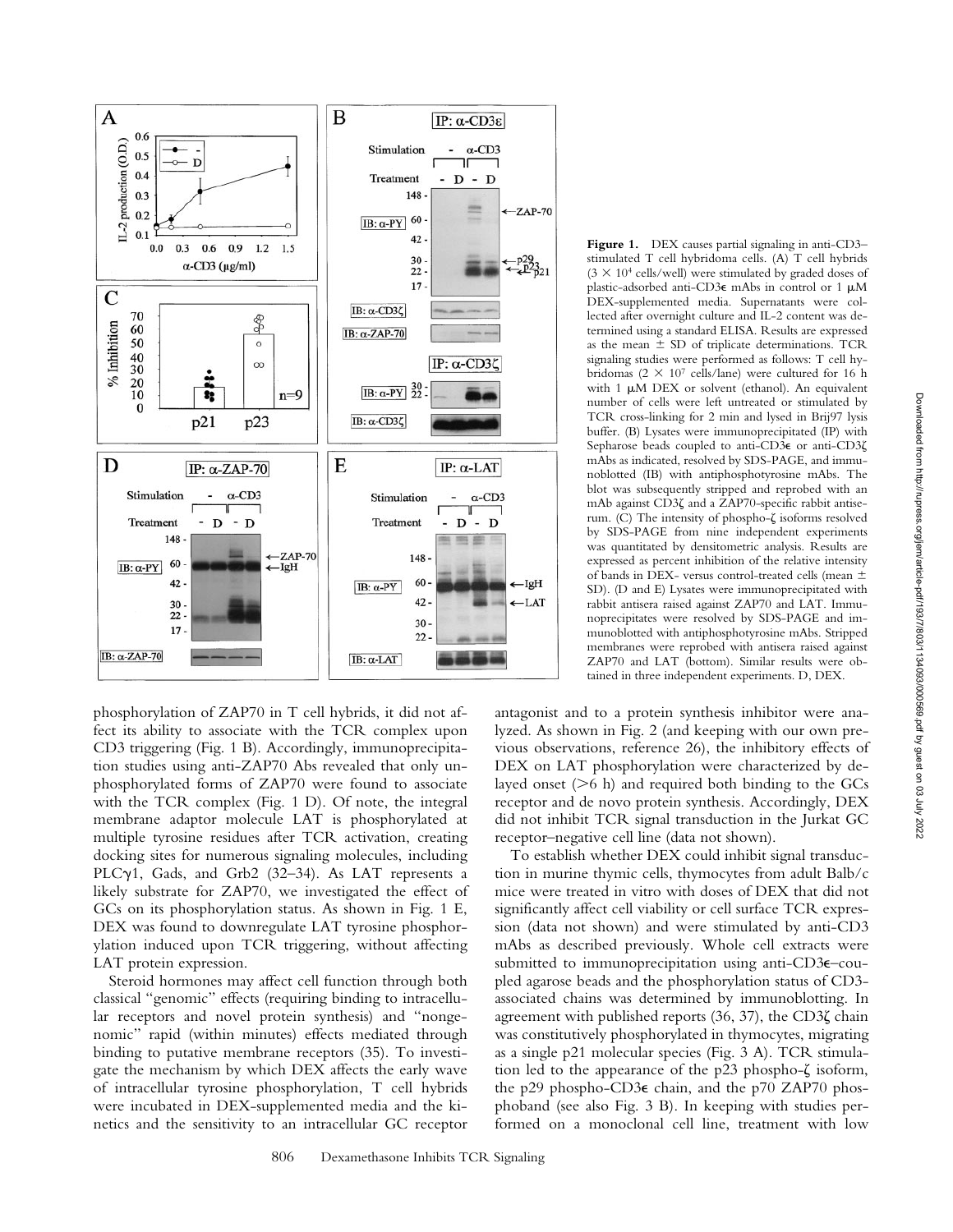**Figure 1.** DEX causes partial signaling in anti-CD3–stimulated T cell hybridoma cells. (A) T cell hybrids ($3 \times 10^4$ cells/well) were stimulated by graded doses of plastic-adsorbed anti-CD3ε mAbs in control or 1 μM DEX-supplemented media. Supernatants were collected after overnight culture and IL-2 content was determined using a standard ELISA. Results are expressed as the mean ± SD of triplicate determinations. TCR signaling studies were performed as follows: T cell hybridomas ($2 \times 10^7$ cells/lane) were cultured for 16 h with 1 μM DEX or solvent (ethanol). An equivalent number of cells were left untreated or stimulated by TCR cross-linking for 2 min and lysed in Brij97 lysis buffer. (B) Lysates were immunoprecipitated (IP) with Sepharose beads coupled to anti-CD3ε or anti-CD3ζ mAbs as indicated, resolved by SDS-PAGE, and immunoblotted (IB) with antiphosphotyrosine mAbs. The blot was subsequently stripped and reprobed with an mAb against CD3ζ and a ZAP70-specific rabbit antiserum. (C) The intensity of phospho-ζ isoforms resolved by SDS-PAGE from nine independent experiments was quantitated by densitometric analysis. Results are expressed as percent inhibition of the relative intensity of bands in DEX- versus control-treated cells (mean ± SD). (D and E) Lysates were immunoprecipitated with rabbit antisera raised against ZAP70 and LAT. Immunoprecipitates were resolved by SDS-PAGE and immunoblotted with antiphosphotyrosine mAbs. Stripped membranes were reprobed with antisera raised against ZAP70 and LAT (bottom). Similar results were obtained in three independent experiments. D, DEX.

phosphorylation of ZAP70 in T cell hybrids, it did not affect its ability to associate with the TCR complex upon CD3 triggering (Fig. 1 B). Accordingly, immunoprecipitation studies using anti-ZAP70 Abs revealed that only unphosphorylated forms of ZAP70 were found to associate with the TCR complex (Fig. 1 D). Of note, the integral membrane adaptor molecule LAT is phosphorylated at multiple tyrosine residues after TCR activation, creating docking sites for numerous signaling molecules, including PLCγ1, Gads, and Grb2 (32–34). As LAT represents a likely substrate for ZAP70, we investigated the effect of GCs on its phosphorylation status. As shown in Fig. 1 E, DEX was found to downregulate LAT tyrosine phosphorylation induced upon TCR triggering, without affecting LAT protein expression.

Steroid hormones may affect cell function through both classical "genomic" effects (requiring binding to intracellular receptors and novel protein synthesis) and "nongenomic" rapid (within minutes) effects mediated through binding to putative membrane receptors (35). To investigate the mechanism by which DEX affects the early wave of intracellular tyrosine phosphorylation, T cell hybrids were incubated in DEX-supplemented media and the kinetics and the sensitivity to an intracellular GC receptor antagonist and to a protein synthesis inhibitor were analyzed. As shown in Fig. 2 (and keeping with our own previous observations, reference 26), the inhibitory effects of DEX on LAT phosphorylation were characterized by delayed onset (>6 h) and required both binding to the GCs receptor and de novo protein synthesis. Accordingly, DEX did not inhibit TCR signal transduction in the Jurkat GC receptor–negative cell line (data not shown).

To establish whether DEX could inhibit signal transduction in murine thymic cells, thymocytes from adult Balb/c mice were treated in vitro with doses of DEX that did not significantly affect cell viability or cell surface TCR expression (data not shown) and were stimulated by anti-CD3 mAbs as described previously. Whole cell extracts were submitted to immunoprecipitation using anti-CD3ε–coupled agarose beads and the phosphorylation status of CD3-associated chains was determined by immunoblotting. In agreement with published reports (36, 37), the CD3ζ chain was constitutively phosphorylated in thymocytes, migrating as a single p21 molecular species (Fig. 3 A). TCR stimulation led to the appearance of the p23 phospho-ζ isoform, the p29 phospho-CD3ε chain, and the p70 ZAP70 phosphoband (see also Fig. 3 B). In keeping with studies performed on a monoclonal cell line, treatment with low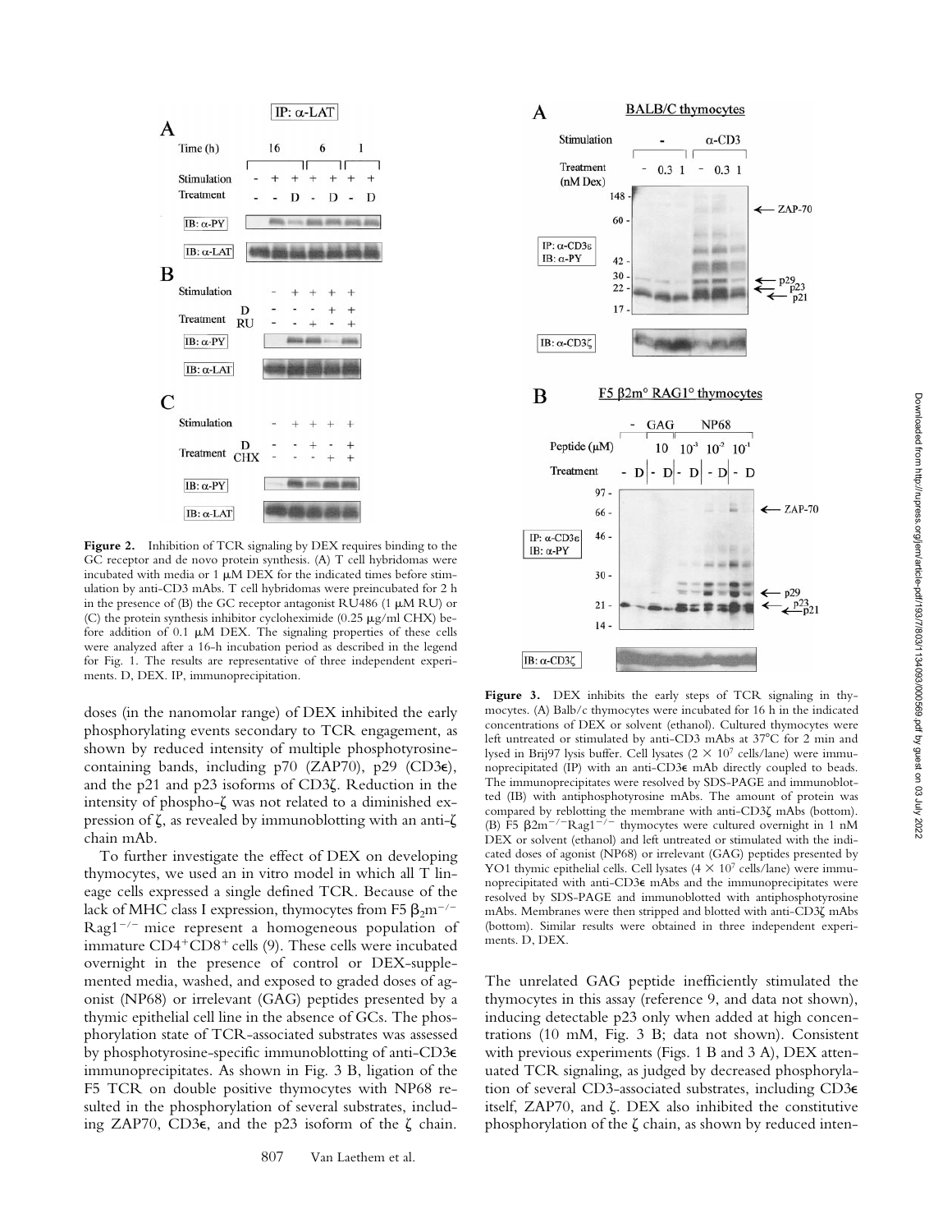**Figure 2.** Inhibition of TCR signaling by DEX requires binding to the GC receptor and de novo protein synthesis. (A) T cell hybridomas were incubated with media or 1 μM DEX for the indicated times before stimulation by anti-CD3 mAbs. T cell hybridomas were preincubated for 2 h in the presence of (B) the GC receptor antagonist RU486 (1 μM RU) or (C) the protein synthesis inhibitor cycloheximide (0.25 μg/ml CHX) before addition of 0.1 μM DEX. The signaling properties of these cells were analyzed after a 16-h incubation period as described in the legend for Fig. 1. The results are representative of three independent experiments. D, DEX. IP, immunoprecipitation.

**Figure 3.** DEX inhibits the early steps of TCR signaling in thymocytes. (A) Balb/c thymocytes were incubated for 16 h in the indicated concentrations of DEX or solvent (ethanol). Cultured thymocytes were left untreated or stimulated by anti-CD3 mAbs at 37°C for 2 min and lysed in Brij97 lysis buffer. Cell lysates ($2 \times 10^7$ cells/lane) were immunoprecipitated (IP) with an anti-CD3ε mAb directly coupled to beads. The immunoprecipitates were resolved by SDS-PAGE and immunoblotted (IB) with antiphosphotyrosine mAbs. The amount of protein was compared by reblotting the membrane with anti-CD3ζ mAbs (bottom). (B) F5 $\beta_2m^{-/-}Rag1^{-/-}$ thymocytes were cultured overnight in 1 nM DEX or solvent (ethanol) and left untreated or stimulated with the indicated doses of agonist (NP68) or irrelevant (GAG) peptides presented by YO1 thymic epithelial cells. Cell lysates ($4 \times 10^7$ cells/lane) were immunoprecipitated with anti-CD3ε mAbs and the immunoprecipitates were resolved by SDS-PAGE and immunoblotted with antiphosphotyrosine mAbs. Membranes were then stripped and blotted with anti-CD3ζ mAbs (bottom). Similar results were obtained in three independent experiments. D, DEX.

doses (in the nanomolar range) of DEX inhibited the early phosphorylating events secondary to TCR engagement, as shown by reduced intensity of multiple phosphotyrosine-containing bands, including p70 (ZAP70), p29 (CD3ε), and the p21 and p23 isoforms of CD3ζ. Reduction in the intensity of phospho-ζ was not related to a diminished expression of ζ, as revealed by immunoblotting with an anti-ζ chain mAb.

To further investigate the effect of DEX on developing thymocytes, we used an in vitro model in which all T lineage cells expressed a single defined TCR. Because of the lack of MHC class I expression, thymocytes from F5 $\beta_2m^{-/-}$ $Rag1^{-/-}$ mice represent a homogeneous population of immature $CD4^+CD8^+$ cells (9). These cells were incubated overnight in the presence of control or DEX-supplemented media, washed, and exposed to graded doses of agonist (NP68) or irrelevant (GAG) peptides presented by a thymic epithelial cell line in the absence of GCs. The phosphorylation state of TCR-associated substrates was assessed by phosphotyrosine-specific immunoblotting of anti-CD3ε immunoprecipitates. As shown in Fig. 3 B, ligation of the F5 TCR on double positive thymocytes with NP68 resulted in the phosphorylation of several substrates, including ZAP70, CD3ε, and the p23 isoform of the ζ chain. The unrelated GAG peptide inefficiently stimulated the thymocytes in this assay (reference 9, and data not shown), inducing detectable p23 only when added at high concentrations (10 mM, Fig. 3 B; data not shown). Consistent with previous experiments (Figs. 1 B and 3 A), DEX attenuated TCR signaling, as judged by decreased phosphorylation of several CD3-associated substrates, including CD3ε itself, ZAP70, and ζ. DEX also inhibited the constitutive phosphorylation of the ζ chain, as shown by reduced inten-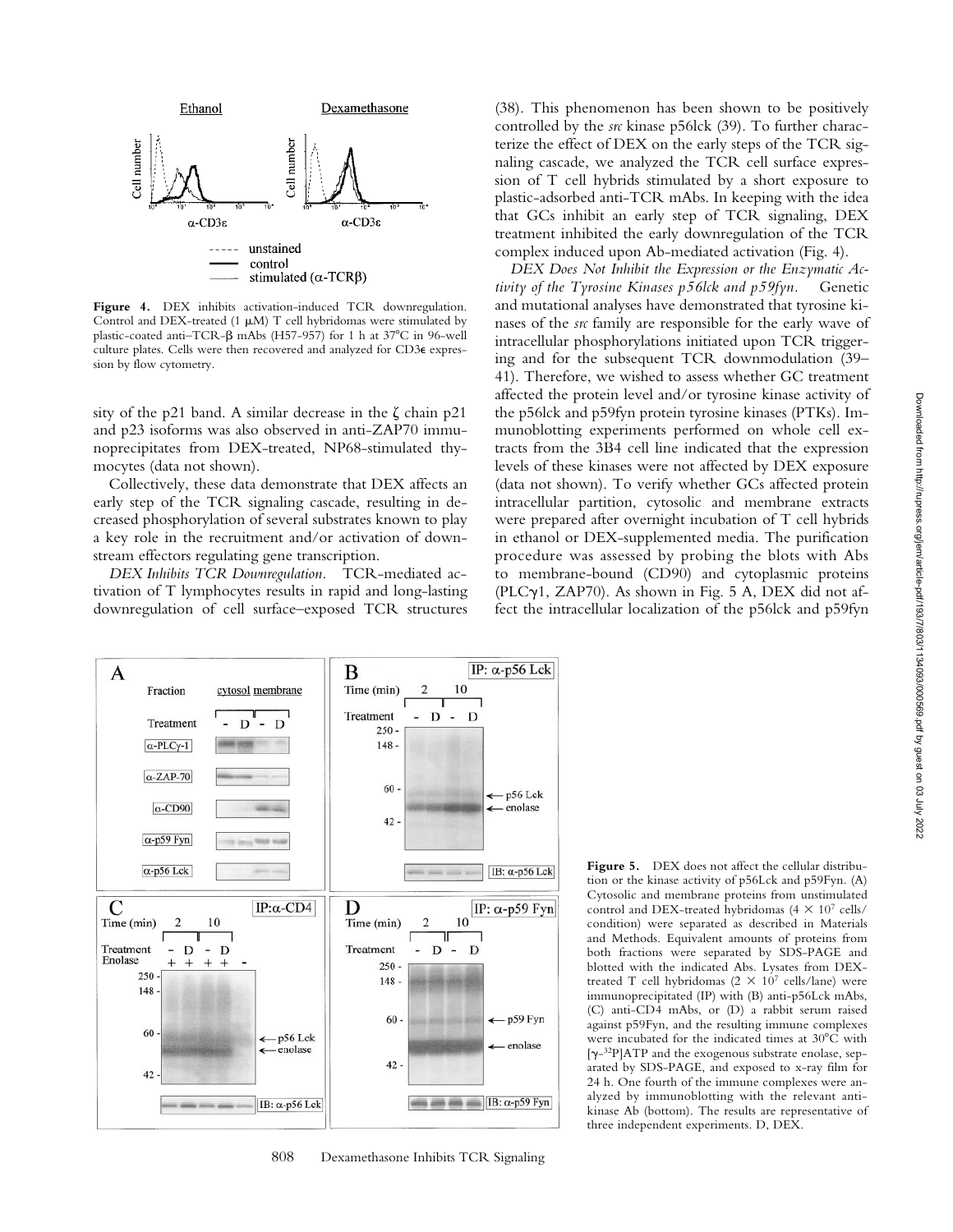**Figure 4.** DEX inhibits activation-induced TCR downregulation. Control and DEX-treated (1 μM) T cell hybridomas were stimulated by plastic-coated anti–TCR-β mAbs (H57-957) for 1 h at 37°C in 96-well culture plates. Cells were then recovered and analyzed for CD3ε expression by flow cytometry.

sity of the p21 band. A similar decrease in the ζ chain p21 and p23 isoforms was also observed in anti-ZAP70 immunoprecipitates from DEX-treated, NP68-stimulated thymocytes (data not shown).

Collectively, these data demonstrate that DEX affects an early step of the TCR signaling cascade, resulting in decreased phosphorylation of several substrates known to play a key role in the recruitment and/or activation of downstream effectors regulating gene transcription.

*DEX Inhibits TCR Downregulation.* TCR-mediated activation of T lymphocytes results in rapid and long-lasting downregulation of cell surface–exposed TCR structures (38). This phenomenon has been shown to be positively controlled by the *src* kinase p56lck (39). To further characterize the effect of DEX on the early steps of the TCR signaling cascade, we analyzed the TCR cell surface expression of T cell hybrids stimulated by a short exposure to plastic-adsorbed anti-TCR mAbs. In keeping with the idea that GCs inhibit an early step of TCR signaling, DEX treatment inhibited the early downregulation of the TCR complex induced upon Ab-mediated activation (Fig. 4).

*DEX Does Not Inhibit the Expression or the Enzymatic Activity of the Tyrosine Kinases p56lck and p59fyn.* Genetic and mutational analyses have demonstrated that tyrosine kinases of the *src* family are responsible for the early wave of intracellular phosphorylations initiated upon TCR triggering and for the subsequent TCR downmodulation (39–41). Therefore, we wished to assess whether GC treatment affected the protein level and/or tyrosine kinase activity of the p56lck and p59fyn protein tyrosine kinases (PTKs). Immunoblotting experiments performed on whole cell extracts from the 3B4 cell line indicated that the expression levels of these kinases were not affected by DEX exposure (data not shown). To verify whether GCs affected protein intracellular partition, cytosolic and membrane extracts were prepared after overnight incubation of T cell hybrids in ethanol or DEX-supplemented media. The purification procedure was assessed by probing the blots with Abs to membrane-bound (CD90) and cytoplasmic proteins (PLCγ1, ZAP70). As shown in Fig. 5 A, DEX did not affect the intracellular localization of the p56lck and p59fyn

**Figure 5.** DEX does not affect the cellular distribution or the kinase activity of p56Lck and p59Fyn. (A) Cytosolic and membrane proteins from unstimulated control and DEX-treated hybridomas ($4 \times 10^7$ cells/condition) were separated as described in Materials and Methods. Equivalent amounts of proteins from both fractions were separated by SDS-PAGE and blotted with the indicated Abs. Lysates from DEX-treated T cell hybridomas ($2 \times 10^7$ cells/lane) were immunoprecipitated (IP) with (B) anti-p56Lck mAbs, (C) anti-CD4 mAbs, or (D) a rabbit serum raised against p59Fyn, and the resulting immune complexes were incubated for the indicated times at 30°C with [$\gamma$-$^{32}$P]ATP and the exogenous substrate enolase, separated by SDS-PAGE, and exposed to x-ray film for 24 h. One fourth of the immune complexes were analyzed by immunoblotting with the relevant anti-kinase Ab (bottom). The results are representative of three independent experiments. D, DEX.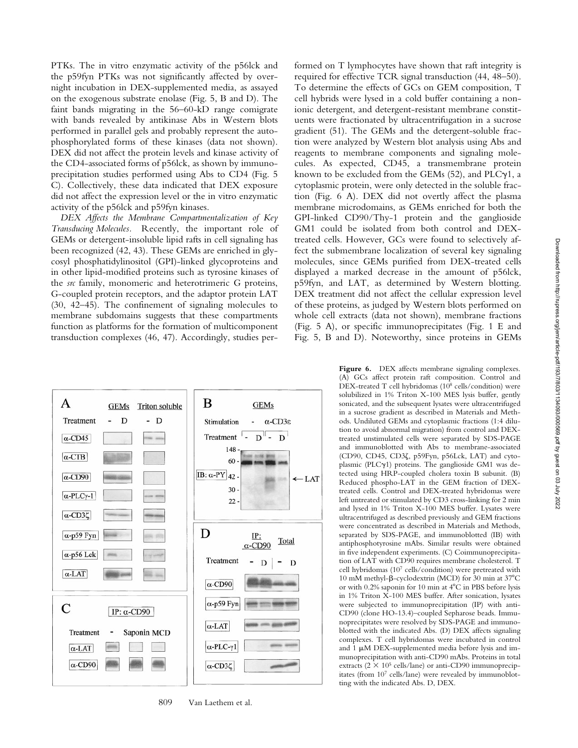PTKs. The in vitro enzymatic activity of the p56lck and the p59fyn PTKs was not significantly affected by overnight incubation in DEX-supplemented media, as assayed on the exogenous substrate enolase (Fig. 5, B and D). The faint bands migrating in the 56–60-kD range comigrate with bands revealed by antikinase Abs in Western blots performed in parallel gels and probably represent the autophosphorylated forms of these kinases (data not shown). DEX did not affect the protein levels and kinase activity of the CD4-associated forms of p56lck, as shown by immunoprecipitation studies performed using Abs to CD4 (Fig. 5 C). Collectively, these data indicated that DEX exposure did not affect the expression level or the in vitro enzymatic activity of the p56lck and p59fyn kinases.

*DEX Affects the Membrane Compartmentalization of Key Transducing Molecules.* Recently, the important role of GEMs or detergent-insoluble lipid rafts in cell signaling has been recognized (42, 43). These GEMs are enriched in glycosyl phosphatidylinositol (GPI)-linked glycoproteins and in other lipid-modified proteins such as tyrosine kinases of the *src* family, monomeric and heterotrimeric G proteins, G-coupled protein receptors, and the adaptor protein LAT (30, 42–45). The confinement of signaling molecules to membrane subdomains suggests that these compartments function as platforms for the formation of multicomponent transduction complexes (46, 47). Accordingly, studies performed on T lymphocytes have shown that raft integrity is required for effective TCR signal transduction (44, 48–50). To determine the effects of GCs on GEM composition, T cell hybrids were lysed in a cold buffer containing a nonionic detergent, and detergent-resistant membrane constituents were fractionated by ultracentrifugation in a sucrose gradient (51). The GEMs and the detergent-soluble fraction were analyzed by Western blot analysis using Abs and reagents to membrane components and signaling molecules. As expected, CD45, a transmembrane protein known to be excluded from the GEMs (52), and PLCγ1, a cytoplasmic protein, were only detected in the soluble fraction (Fig. 6 A). DEX did not overtly affect the plasma membrane microdomains, as GEMs enriched for both the GPI-linked CD90/Thy-1 protein and the ganglioside GM1 could be isolated from both control and DEX-treated cells. However, GCs were found to selectively affect the submembrane localization of several key signaling molecules, since GEMs purified from DEX-treated cells displayed a marked decrease in the amount of p56lck, p59fyn, and LAT, as determined by Western blotting. DEX treatment did not affect the cellular expression level of these proteins, as judged by Western blots performed on whole cell extracts (data not shown), membrane fractions (Fig. 5 A), or specific immunoprecipitates (Fig. 1 E and Fig. 5, B and D). Noteworthy, since proteins in GEMs

**Figure 6.** DEX affects membrane signaling complexes. (A) GCs affect protein raft composition. Control and DEX-treated T cell hybridomas ($10^8$ cells/condition) were solubilized in 1% Triton X-100 MES lysis buffer, gently sonicated, and the subsequent lysates were ultracentrifuged in a sucrose gradient as described in Materials and Methods. Undiluted GEMs and cytoplasmic fractions (1:4 dilution to avoid abnormal migration) from control and DEX-treated unstimulated cells were separated by SDS-PAGE and immunoblotted with Abs to membrane-associated (CD90, CD45, CD3ζ, p59Fyn, p56Lck, LAT) and cytoplasmic (PLCγ1) proteins. The ganglioside GM1 was detected using HRP-coupled cholera toxin B subunit. (B) Reduced phospho-LAT in the GEM fraction of DEX-treated cells. Control and DEX-treated hybridomas were left untreated or stimulated by CD3 cross-linking for 2 min and lysed in 1% Triton X-100 MES buffer. Lysates were ultracentrifuged as described previously and GEM fractions were concentrated as described in Materials and Methods, separated by SDS-PAGE, and immunoblotted (IB) with antiphosphotyrosine mAbs. Similar results were obtained in five independent experiments. (C) Coimmunoprecipitation of LAT with CD90 requires membrane cholesterol. T cell hybridomas ($10^7$ cells/condition) were pretreated with 10 mM methyl-β-cyclodextrin (MCD) for 30 min at 37°C or with 0.2% saponin for 10 min at 4°C in PBS before lysis in 1% Triton X-100 MES buffer. After sonication, lysates were subjected to immunoprecipitation (IP) with anti-CD90 (clone HO-13.4)–coupled Sepharose beads. Immunoprecipitates were resolved by SDS-PAGE and immunoblotted with the indicated Abs. (D) DEX affects signaling complexes. T cell hybridomas were incubated in control and 1 μM DEX-supplemented media before lysis and immunoprecipitation with anti-CD90 mAbs. Proteins in total extracts ($2 \times 10^5$ cells/lane) or anti-CD90 immunoprecipitates (from $10^7$ cells/lane) were revealed by immunoblotting with the indicated Abs. D, DEX.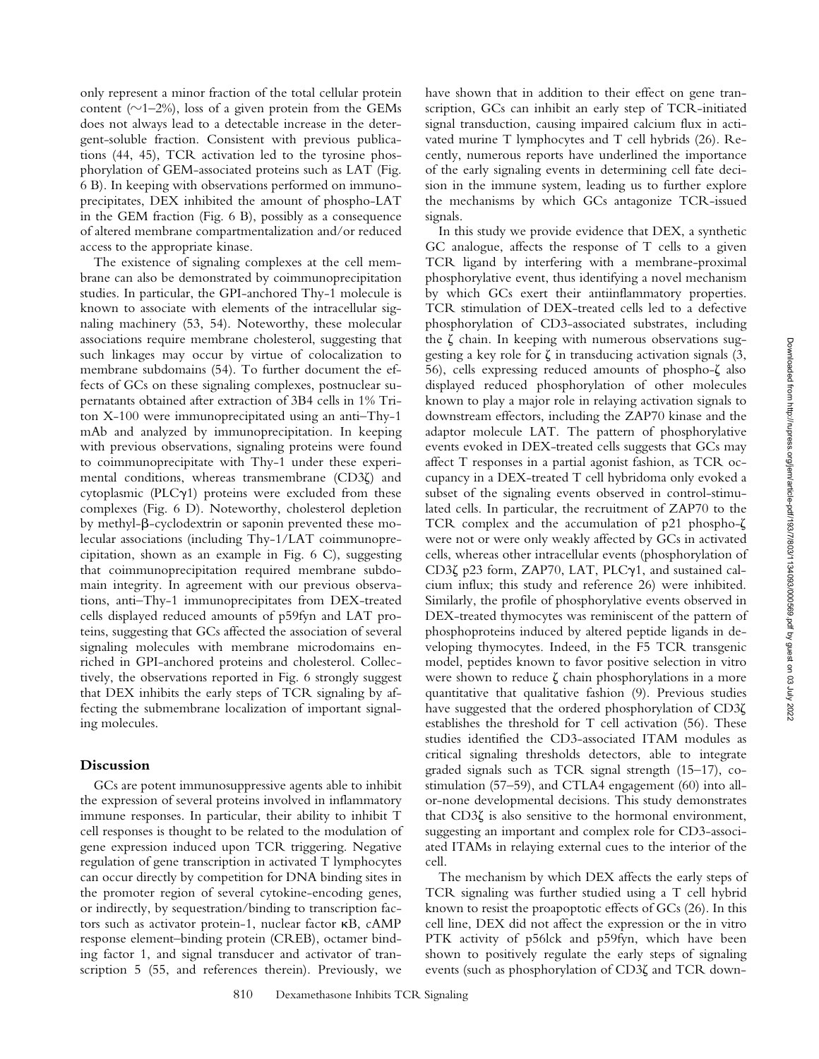only represent a minor fraction of the total cellular protein content (~1–2%), loss of a given protein from the GEMs does not always lead to a detectable increase in the detergent-soluble fraction. Consistent with previous publications (44, 45), TCR activation led to the tyrosine phosphorylation of GEM-associated proteins such as LAT (Fig. 6 B). In keeping with observations performed on immunoprecipitates, DEX inhibited the amount of phospho-LAT in the GEM fraction (Fig. 6 B), possibly as a consequence of altered membrane compartmentalization and/or reduced access to the appropriate kinase.

The existence of signaling complexes at the cell membrane can also be demonstrated by coimmunoprecipitation studies. In particular, the GPI-anchored Thy-1 molecule is known to associate with elements of the intracellular signaling machinery (53, 54). Noteworthy, these molecular associations require membrane cholesterol, suggesting that such linkages may occur by virtue of colocalization to membrane subdomains (54). To further document the effects of GCs on these signaling complexes, postnuclear supernatants obtained after extraction of 3B4 cells in 1% Triton X-100 were immunoprecipitated using an anti–Thy-1 mAb and analyzed by immunoprecipitation. In keeping with previous observations, signaling proteins were found to coimmunoprecipitate with Thy-1 under these experimental conditions, whereas transmembrane (CD3ζ) and cytoplasmic (PLCγ1) proteins were excluded from these complexes (Fig. 6 D). Noteworthy, cholesterol depletion by methyl-β-cyclodextrin or saponin prevented these molecular associations (including Thy-1/LAT coimmunoprecipitation, shown as an example in Fig. 6 C), suggesting that coimmunoprecipitation required membrane subdomain integrity. In agreement with our previous observations, anti–Thy-1 immunoprecipitates from DEX-treated cells displayed reduced amounts of p59fyn and LAT proteins, suggesting that GCs affected the association of several signaling molecules with membrane microdomains enriched in GPI-anchored proteins and cholesterol. Collectively, the observations reported in Fig. 6 strongly suggest that DEX inhibits the early steps of TCR signaling by affecting the submembrane localization of important signaling molecules.

## Discussion

GCs are potent immunosuppressive agents able to inhibit the expression of several proteins involved in inflammatory immune responses. In particular, their ability to inhibit T cell responses is thought to be related to the modulation of gene expression induced upon TCR triggering. Negative regulation of gene transcription in activated T lymphocytes can occur directly by competition for DNA binding sites in the promoter region of several cytokine-encoding genes, or indirectly, by sequestration/binding to transcription factors such as activator protein-1, nuclear factor κB, cAMP response element–binding protein (CREB), octamer binding factor 1, and signal transducer and activator of transcription 5 (55, and references therein). Previously, we have shown that in addition to their effect on gene transcription, GCs can inhibit an early step of TCR-initiated signal transduction, causing impaired calcium flux in activated murine T lymphocytes and T cell hybrids (26). Recently, numerous reports have underlined the importance of the early signaling events in determining cell fate decision in the immune system, leading us to further explore the mechanisms by which GCs antagonize TCR-issued signals.

In this study we provide evidence that DEX, a synthetic GC analogue, affects the response of T cells to a given TCR ligand by interfering with a membrane-proximal phosphorylative event, thus identifying a novel mechanism by which GCs exert their antiinflammatory properties. TCR stimulation of DEX-treated cells led to a defective phosphorylation of CD3-associated substrates, including the ζ chain. In keeping with numerous observations suggesting a key role for ζ in transducing activation signals (3, 56), cells expressing reduced amounts of phospho-ζ also displayed reduced phosphorylation of other molecules known to play a major role in relaying activation signals to downstream effectors, including the ZAP70 kinase and the adaptor molecule LAT. The pattern of phosphorylative events evoked in DEX-treated cells suggests that GCs may affect T responses in a partial agonist fashion, as TCR occupancy in a DEX-treated T cell hybridoma only evoked a subset of the signaling events observed in control-stimulated cells. In particular, the recruitment of ZAP70 to the TCR complex and the accumulation of p21 phospho-ζ were not or were only weakly affected by GCs in activated cells, whereas other intracellular events (phosphorylation of CD3ζ p23 form, ZAP70, LAT, PLCγ1, and sustained calcium influx; this study and reference 26) were inhibited. Similarly, the profile of phosphorylative events observed in DEX-treated thymocytes was reminiscent of the pattern of phosphoproteins induced by altered peptide ligands in developing thymocytes. Indeed, in the F5 TCR transgenic model, peptides known to favor positive selection in vitro were shown to reduce ζ chain phosphorylations in a more quantitative that qualitative fashion (9). Previous studies have suggested that the ordered phosphorylation of CD3ζ establishes the threshold for T cell activation (56). These studies identified the CD3-associated ITAM modules as critical signaling thresholds detectors, able to integrate graded signals such as TCR signal strength (15–17), costimulation (57–59), and CTLA4 engagement (60) into all-or-none developmental decisions. This study demonstrates that CD3ζ is also sensitive to the hormonal environment, suggesting an important and complex role for CD3-associated ITAMs in relaying external cues to the interior of the cell.

The mechanism by which DEX affects the early steps of TCR signaling was further studied using a T cell hybrid known to resist the proapoptotic effects of GCs (26). In this cell line, DEX did not affect the expression or the in vitro PTK activity of p56lck and p59fyn, which have been shown to positively regulate the early steps of signaling events (such as phosphorylation of CD3ζ and TCR down-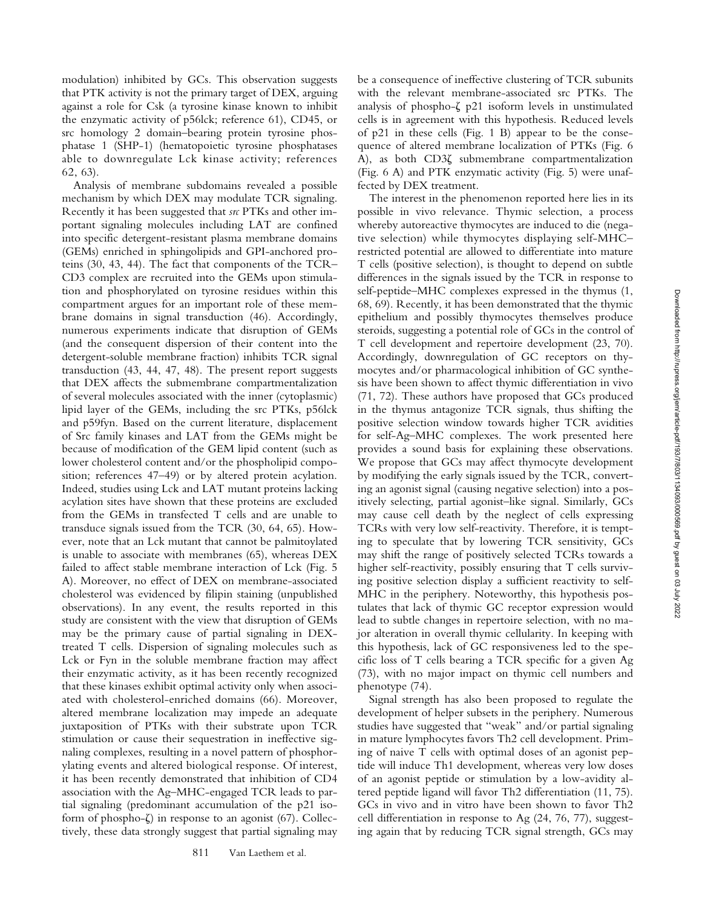modulation) inhibited by GCs. This observation suggests that PTK activity is not the primary target of DEX, arguing against a role for Csk (a tyrosine kinase known to inhibit the enzymatic activity of p56lck; reference 61), CD45, or src homology 2 domain–bearing protein tyrosine phosphatase 1 (SHP-1) (hematopoietic tyrosine phosphatases able to downregulate Lck kinase activity; references 62, 63).

Analysis of membrane subdomains revealed a possible mechanism by which DEX may modulate TCR signaling. Recently it has been suggested that *src* PTKs and other important signaling molecules including LAT are confined into specific detergent-resistant plasma membrane domains (GEMs) enriched in sphingolipids and GPI-anchored proteins (30, 43, 44). The fact that components of the TCR–CD3 complex are recruited into the GEMs upon stimulation and phosphorylated on tyrosine residues within this compartment argues for an important role of these membrane domains in signal transduction (46). Accordingly, numerous experiments indicate that disruption of GEMs (and the consequent dispersion of their content into the detergent-soluble membrane fraction) inhibits TCR signal transduction (43, 44, 47, 48). The present report suggests that DEX affects the submembrane compartmentalization of several molecules associated with the inner (cytoplasmic) lipid layer of the GEMs, including the src PTKs, p56lck and p59fyn. Based on the current literature, displacement of Src family kinases and LAT from the GEMs might be because of modification of the GEM lipid content (such as lower cholesterol content and/or the phospholipid composition; references 47–49) or by altered protein acylation. Indeed, studies using Lck and LAT mutant proteins lacking acylation sites have shown that these proteins are excluded from the GEMs in transfected T cells and are unable to transduce signals issued from the TCR (30, 64, 65). However, note that an Lck mutant that cannot be palmitoylated is unable to associate with membranes (65), whereas DEX failed to affect stable membrane interaction of Lck (Fig. 5 A). Moreover, no effect of DEX on membrane-associated cholesterol was evidenced by filipin staining (unpublished observations). In any event, the results reported in this study are consistent with the view that disruption of GEMs may be the primary cause of partial signaling in DEX-treated T cells. Dispersion of signaling molecules such as Lck or Fyn in the soluble membrane fraction may affect their enzymatic activity, as it has been recently recognized that these kinases exhibit optimal activity only when associated with cholesterol-enriched domains (66). Moreover, altered membrane localization may impede an adequate juxtaposition of PTKs with their substrate upon TCR stimulation or cause their sequestration in ineffective signaling complexes, resulting in a novel pattern of phosphorylating events and altered biological response. Of interest, it has been recently demonstrated that inhibition of CD4 association with the Ag–MHC-engaged TCR leads to partial signaling (predominant accumulation of the p21 isoform of phospho-ζ) in response to an agonist (67). Collectively, these data strongly suggest that partial signaling may be a consequence of ineffective clustering of TCR subunits with the relevant membrane-associated src PTKs. The analysis of phospho-ζ p21 isoform levels in unstimulated cells is in agreement with this hypothesis. Reduced levels of p21 in these cells (Fig. 1 B) appear to be the consequence of altered membrane localization of PTKs (Fig. 6 A), as both CD3ζ submembrane compartmentalization (Fig. 6 A) and PTK enzymatic activity (Fig. 5) were unaffected by DEX treatment.

The interest in the phenomenon reported here lies in its possible in vivo relevance. Thymic selection, a process whereby autoreactive thymocytes are induced to die (negative selection) while thymocytes displaying self-MHC–restricted potential are allowed to differentiate into mature T cells (positive selection), is thought to depend on subtle differences in the signals issued by the TCR in response to self-peptide–MHC complexes expressed in the thymus (1, 68, 69). Recently, it has been demonstrated that the thymic epithelium and possibly thymocytes themselves produce steroids, suggesting a potential role of GCs in the control of T cell development and repertoire development (23, 70). Accordingly, downregulation of GC receptors on thymocytes and/or pharmacological inhibition of GC synthesis have been shown to affect thymic differentiation in vivo (71, 72). These authors have proposed that GCs produced in the thymus antagonize TCR signals, thus shifting the positive selection window towards higher TCR avidities for self-Ag–MHC complexes. The work presented here provides a sound basis for explaining these observations. We propose that GCs may affect thymocyte development by modifying the early signals issued by the TCR, converting an agonist signal (causing negative selection) into a positively selecting, partial agonist–like signal. Similarly, GCs may cause cell death by the neglect of cells expressing TCRs with very low self-reactivity. Therefore, it is tempting to speculate that by lowering TCR sensitivity, GCs may shift the range of positively selected TCRs towards a higher self-reactivity, possibly ensuring that T cells surviving positive selection display a sufficient reactivity to self-MHC in the periphery. Noteworthy, this hypothesis postulates that lack of thymic GC receptor expression would lead to subtle changes in repertoire selection, with no major alteration in overall thymic cellularity. In keeping with this hypothesis, lack of GC responsiveness led to the specific loss of T cells bearing a TCR specific for a given Ag (73), with no major impact on thymic cell numbers and phenotype (74).

Signal strength has also been proposed to regulate the development of helper subsets in the periphery. Numerous studies have suggested that "weak" and/or partial signaling in mature lymphocytes favors Th2 cell development. Priming of naive T cells with optimal doses of an agonist peptide will induce Th1 development, whereas very low doses of an agonist peptide or stimulation by a low-avidity altered peptide ligand will favor Th2 differentiation (11, 75). GCs in vivo and in vitro have been shown to favor Th2 cell differentiation in response to Ag (24, 76, 77), suggesting again that by reducing TCR signal strength, GCs may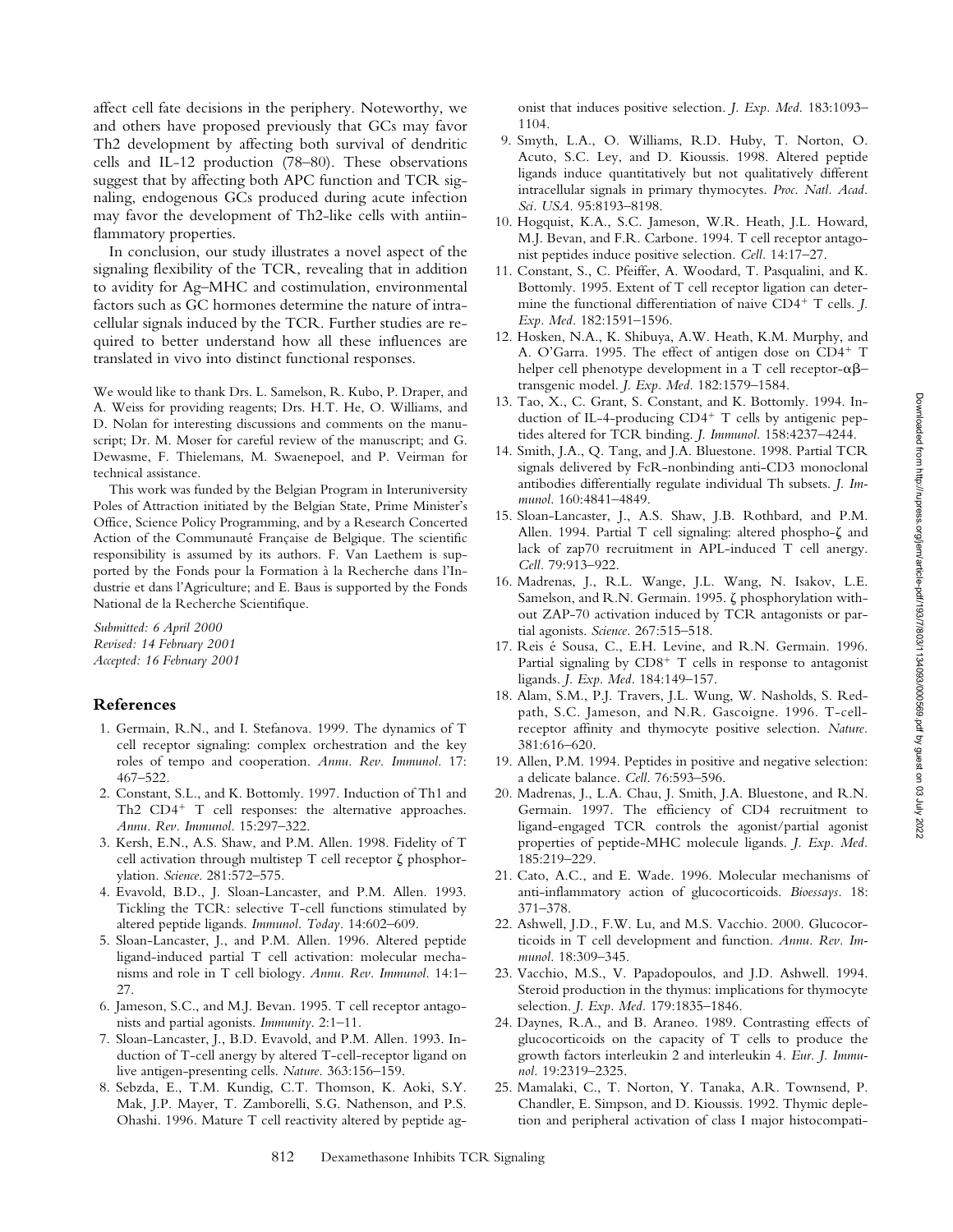affect cell fate decisions in the periphery. Noteworthy, we and others have proposed previously that GCs may favor Th2 development by affecting both survival of dendritic cells and IL-12 production (78–80). These observations suggest that by affecting both APC function and TCR signaling, endogenous GCs produced during acute infection may favor the development of Th2-like cells with antiinflammatory properties.

In conclusion, our study illustrates a novel aspect of the signaling flexibility of the TCR, revealing that in addition to avidity for Ag–MHC and costimulation, environmental factors such as GC hormones determine the nature of intracellular signals induced by the TCR. Further studies are required to better understand how all these influences are translated in vivo into distinct functional responses.

We would like to thank Drs. L. Samelson, R. Kubo, P. Draper, and A. Weiss for providing reagents; Drs. H.T. He, O. Williams, and D. Nolan for interesting discussions and comments on the manuscript; Dr. M. Moser for careful review of the manuscript; and G. Dewasme, F. Thielemans, M. Swaenepoel, and P. Veirman for technical assistance.

This work was funded by the Belgian Program in Interuniversity Poles of Attraction initiated by the Belgian State, Prime Minister's Office, Science Policy Programming, and by a Research Concerted Action of the Communauté Française de Belgique. The scientific responsibility is assumed by its authors. F. Van Laethem is supported by the Fonds pour la Formation à la Recherche dans l'Industrie et dans l'Agriculture; and E. Baus is supported by the Fonds National de la Recherche Scientifique.

*Submitted: 6 April 2000*
*Revised: 14 February 2001*
*Accepted: 16 February 2001*

## References

1. Germain, R.N., and I. Stefanova. 1999. The dynamics of T cell receptor signaling: complex orchestration and the key roles of tempo and cooperation. *Annu. Rev. Immunol.* 17: 467–522.
2. Constant, S.L., and K. Bottomly. 1997. Induction of Th1 and Th2 $CD4^+$ T cell responses: the alternative approaches. *Annu. Rev. Immunol.* 15:297–322.
3. Kersh, E.N., A.S. Shaw, and P.M. Allen. 1998. Fidelity of T cell activation through multistep T cell receptor ζ phosphorylation. *Science.* 281:572–575.
4. Evavold, B.D., J. Sloan-Lancaster, and P.M. Allen. 1993. Tickling the TCR: selective T-cell functions stimulated by altered peptide ligands. *Immunol. Today.* 14:602–609.
5. Sloan-Lancaster, J., and P.M. Allen. 1996. Altered peptide ligand-induced partial T cell activation: molecular mechanisms and role in T cell biology. *Annu. Rev. Immunol.* 14:1–27.
6. Jameson, S.C., and M.J. Bevan. 1995. T cell receptor antagonists and partial agonists. *Immunity.* 2:1–11.
7. Sloan-Lancaster, J., B.D. Evavold, and P.M. Allen. 1993. Induction of T-cell anergy by altered T-cell-receptor ligand on live antigen-presenting cells. *Nature.* 363:156–159.
8. Sebzda, E., T.M. Kundig, C.T. Thomson, K. Aoki, S.Y. Mak, J.P. Mayer, T. Zamborelli, S.G. Nathenson, and P.S. Ohashi. 1996. Mature T cell reactivity altered by peptide agonist that induces positive selection. *J. Exp. Med.* 183:1093–1104.
9. Smyth, L.A., O. Williams, R.D. Huby, T. Norton, O. Acuto, S.C. Ley, and D. Kioussis. 1998. Altered peptide ligands induce quantitatively but not qualitatively different intracellular signals in primary thymocytes. *Proc. Natl. Acad. Sci. USA.* 95:8193–8198.
10. Hogquist, K.A., S.C. Jameson, W.R. Heath, J.L. Howard, M.J. Bevan, and F.R. Carbone. 1994. T cell receptor antagonist peptides induce positive selection. *Cell.* 14:17–27.
11. Constant, S., C. Pfeiffer, A. Woodard, T. Pasqualini, and K. Bottomly. 1995. Extent of T cell receptor ligation can determine the functional differentiation of naive $CD4^+$ T cells. *J. Exp. Med.* 182:1591–1596.
12. Hosken, N.A., K. Shibuya, A.W. Heath, K.M. Murphy, and A. O'Garra. 1995. The effect of antigen dose on $CD4^+$ T helper cell phenotype development in a T cell receptor-αβ–transgenic model. *J. Exp. Med.* 182:1579–1584.
13. Tao, X., C. Grant, S. Constant, and K. Bottomly. 1994. Induction of IL-4-producing $CD4^+$ T cells by antigenic peptides altered for TCR binding. *J. Immunol.* 158:4237–4244.
14. Smith, J.A., Q. Tang, and J.A. Bluestone. 1998. Partial TCR signals delivered by FcR-nonbinding anti-CD3 monoclonal antibodies differentially regulate individual Th subsets. *J. Immunol.* 160:4841–4849.
15. Sloan-Lancaster, J., A.S. Shaw, J.B. Rothbard, and P.M. Allen. 1994. Partial T cell signaling: altered phospho-ζ and lack of zap70 recruitment in APL-induced T cell anergy. *Cell.* 79:913–922.
16. Madrenas, J., R.L. Wange, J.L. Wang, N. Isakov, L.E. Samelson, and R.N. Germain. 1995. ζ phosphorylation without ZAP-70 activation induced by TCR antagonists or partial agonists. *Science.* 267:515–518.
17. Reis é Sousa, C., E.H. Levine, and R.N. Germain. 1996. Partial signaling by $CD8^+$ T cells in response to antagonist ligands. *J. Exp. Med.* 184:149–157.
18. Alam, S.M., P.J. Travers, J.L. Wung, W. Nasholds, S. Redpath, S.C. Jameson, and N.R. Gascoigne. 1996. T-cell-receptor affinity and thymocyte positive selection. *Nature.* 381:616–620.
19. Allen, P.M. 1994. Peptides in positive and negative selection: a delicate balance. *Cell.* 76:593–596.
20. Madrenas, J., L.A. Chau, J. Smith, J.A. Bluestone, and R.N. Germain. 1997. The efficiency of CD4 recruitment to ligand-engaged TCR controls the agonist/partial agonist properties of peptide-MHC molecule ligands. *J. Exp. Med.* 185:219–229.
21. Cato, A.C., and E. Wade. 1996. Molecular mechanisms of anti-inflammatory action of glucocorticoids. *Bioessays.* 18: 371–378.
22. Ashwell, J.D., F.W. Lu, and M.S. Vacchio. 2000. Glucocorticoids in T cell development and function. *Annu. Rev. Immunol.* 18:309–345.
23. Vacchio, M.S., V. Papadopoulos, and J.D. Ashwell. 1994. Steroid production in the thymus: implications for thymocyte selection. *J. Exp. Med.* 179:1835–1846.
24. Daynes, R.A., and B. Araneo. 1989. Contrasting effects of glucocorticoids on the capacity of T cells to produce the growth factors interleukin 2 and interleukin 4. *Eur. J. Immunol.* 19:2319–2325.
25. Mamalaki, C., T. Norton, Y. Tanaka, A.R. Townsend, P. Chandler, E. Simpson, and D. Kioussis. 1992. Thymic depletion and peripheral activation of class I major histocompati-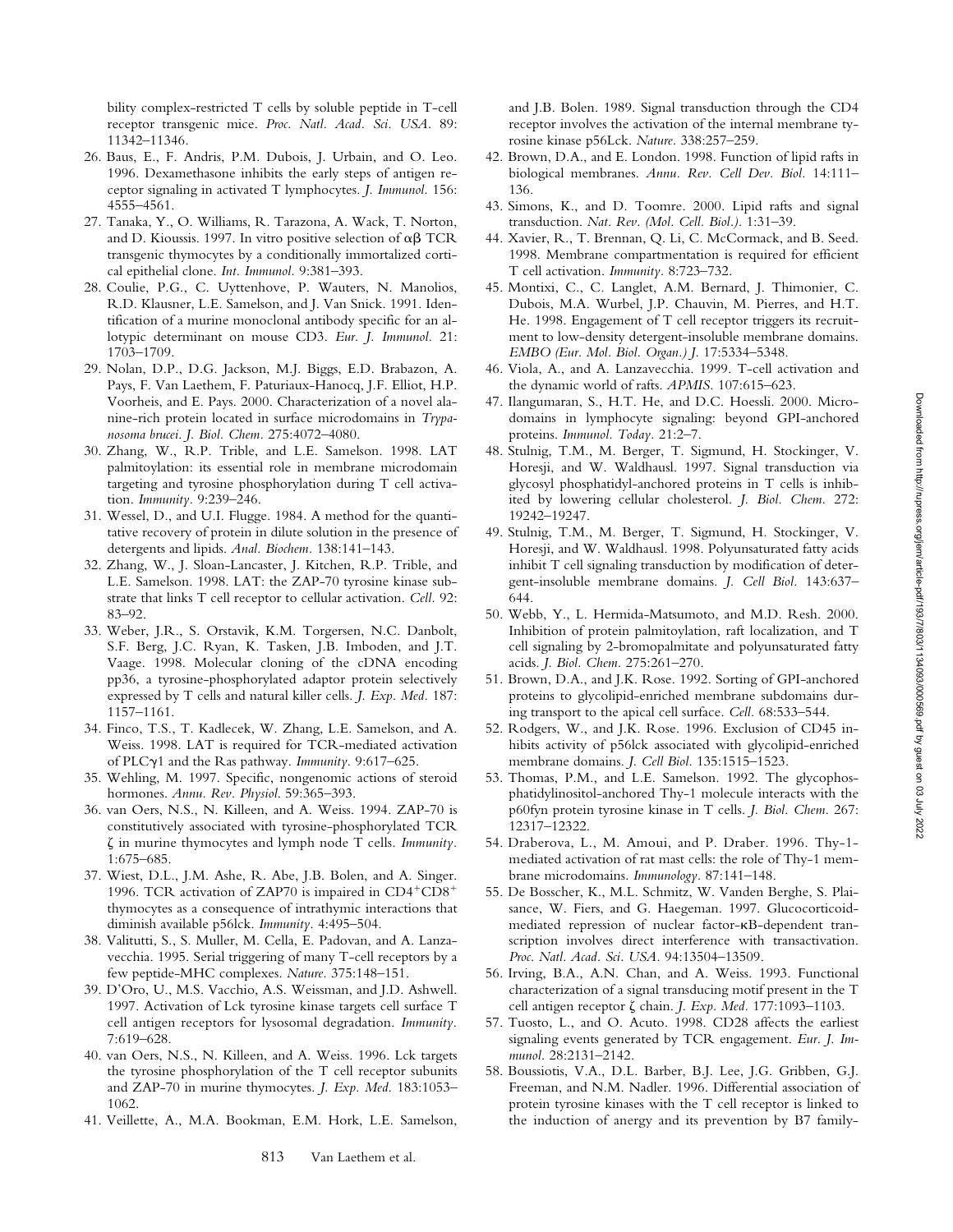bility complex-restricted T cells by soluble peptide in T-cell receptor transgenic mice. *Proc. Natl. Acad. Sci. USA.* 89: 11342–11346.

26. Baus, E., F. Andris, P.M. Dubois, J. Urbain, and O. Leo. 1996. Dexamethasone inhibits the early steps of antigen receptor signaling in activated T lymphocytes. *J. Immunol.* 156: 4555–4561.
27. Tanaka, Y., O. Williams, R. Tarazona, A. Wack, T. Norton, and D. Kioussis. 1997. In vitro positive selection of αβ TCR transgenic thymocytes by a conditionally immortalized cortical epithelial clone. *Int. Immunol.* 9:381–393.
28. Coulie, P.G., C. Uyttenhove, P. Wauters, N. Manolios, R.D. Klausner, L.E. Samelson, and J. Van Snick. 1991. Identification of a murine monoclonal antibody specific for an allotypic determinant on mouse CD3. *Eur. J. Immunol.* 21: 1703–1709.
29. Nolan, D.P., D.G. Jackson, M.J. Biggs, E.D. Brabazon, A. Pays, F. Van Laethem, F. Paturiaux-Hanocq, J.F. Elliot, H.P. Voorheis, and E. Pays. 2000. Characterization of a novel alanine-rich protein located in surface microdomains in *Trypanosoma brucei*. *J. Biol. Chem.* 275:4072–4080.
30. Zhang, W., R.P. Trible, and L.E. Samelson. 1998. LAT palmitoylation: its essential role in membrane microdomain targeting and tyrosine phosphorylation during T cell activation. *Immunity.* 9:239–246.
31. Wessel, D., and U.I. Flugge. 1984. A method for the quantitative recovery of protein in dilute solution in the presence of detergents and lipids. *Anal. Biochem.* 138:141–143.
32. Zhang, W., J. Sloan-Lancaster, J. Kitchen, R.P. Trible, and L.E. Samelson. 1998. LAT: the ZAP-70 tyrosine kinase substrate that links T cell receptor to cellular activation. *Cell.* 92: 83–92.
33. Weber, J.R., S. Orstavik, K.M. Torgersen, N.C. Danbolt, S.F. Berg, J.C. Ryan, K. Tasken, J.B. Imboden, and J.T. Vaage. 1998. Molecular cloning of the cDNA encoding pp36, a tyrosine-phosphorylated adaptor protein selectively expressed by T cells and natural killer cells. *J. Exp. Med.* 187: 1157–1161.
34. Finco, T.S., T. Kadlecek, W. Zhang, L.E. Samelson, and A. Weiss. 1998. LAT is required for TCR-mediated activation of PLCγ1 and the Ras pathway. *Immunity.* 9:617–625.
35. Wehling, M. 1997. Specific, nongenomic actions of steroid hormones. *Annu. Rev. Physiol.* 59:365–393.
36. van Oers, N.S., N. Killeen, and A. Weiss. 1994. ZAP-70 is constitutively associated with tyrosine-phosphorylated TCR ζ in murine thymocytes and lymph node T cells. *Immunity.* 1:675–685.
37. Wiest, D.L., J.M. Ashe, R. Abe, J.B. Bolen, and A. Singer. 1996. TCR activation of ZAP70 is impaired in $CD4^+CD8^+$ thymocytes as a consequence of intrathymic interactions that diminish available p56lck. *Immunity.* 4:495–504.
38. Valitutti, S., S. Muller, M. Cella, E. Padovan, and A. Lanzavecchia. 1995. Serial triggering of many T-cell receptors by a few peptide-MHC complexes. *Nature.* 375:148–151.
39. D'Oro, U., M.S. Vacchio, A.S. Weissman, and J.D. Ashwell. 1997. Activation of Lck tyrosine kinase targets cell surface T cell antigen receptors for lysosomal degradation. *Immunity.* 7:619–628.
40. van Oers, N.S., N. Killeen, and A. Weiss. 1996. Lck targets the tyrosine phosphorylation of the T cell receptor subunits and ZAP-70 in murine thymocytes. *J. Exp. Med.* 183:1053–1062.
41. Veillette, A., M.A. Bookman, E.M. Hork, L.E. Samelson, and J.B. Bolen. 1989. Signal transduction through the CD4 receptor involves the activation of the internal membrane tyrosine kinase p56Lck. *Nature.* 338:257–259.
42. Brown, D.A., and E. London. 1998. Function of lipid rafts in biological membranes. *Annu. Rev. Cell Dev. Biol.* 14:111–136.
43. Simons, K., and D. Toomre. 2000. Lipid rafts and signal transduction. *Nat. Rev. (Mol. Cell. Biol.).* 1:31–39.
44. Xavier, R., T. Brennan, Q. Li, C. McCormack, and B. Seed. 1998. Membrane compartmentation is required for efficient T cell activation. *Immunity.* 8:723–732.
45. Montixi, C., C. Langlet, A.M. Bernard, J. Thimonier, C. Dubois, M.A. Wurbel, J.P. Chauvin, M. Pierres, and H.T. He. 1998. Engagement of T cell receptor triggers its recruitment to low-density detergent-insoluble membrane domains. *EMBO (Eur. Mol. Biol. Organ.) J.* 17:5334–5348.
46. Viola, A., and A. Lanzavecchia. 1999. T-cell activation and the dynamic world of rafts. *APMIS.* 107:615–623.
47. Ilangumaran, S., H.T. He, and D.C. Hoessli. 2000. Microdomains in lymphocyte signaling: beyond GPI-anchored proteins. *Immunol. Today.* 21:2–7.
48. Stulnig, T.M., M. Berger, T. Sigmund, H. Stockinger, V. Horesji, and W. Waldhausl. 1997. Signal transduction via glycosyl phosphatidyl-anchored proteins in T cells is inhibited by lowering cellular cholesterol. *J. Biol. Chem.* 272: 19242–19247.
49. Stulnig, T.M., M. Berger, T. Sigmund, H. Stockinger, V. Horesji, and W. Waldhausl. 1998. Polyunsaturated fatty acids inhibit T cell signaling transduction by modification of detergent-insoluble membrane domains. *J. Cell Biol.* 143:637–644.
50. Webb, Y., L. Hermida-Matsumoto, and M.D. Resh. 2000. Inhibition of protein palmitoylation, raft localization, and T cell signaling by 2-bromopalmitate and polyunsaturated fatty acids. *J. Biol. Chem.* 275:261–270.
51. Brown, D.A., and J.K. Rose. 1992. Sorting of GPI-anchored proteins to glycolipid-enriched membrane subdomains during transport to the apical cell surface. *Cell.* 68:533–544.
52. Rodgers, W., and J.K. Rose. 1996. Exclusion of CD45 inhibits activity of p56lck associated with glycolipid-enriched membrane domains. *J. Cell Biol.* 135:1515–1523.
53. Thomas, P.M., and L.E. Samelson. 1992. The glycophosphatidylinositol-anchored Thy-1 molecule interacts with the p60fyn protein tyrosine kinase in T cells. *J. Biol. Chem.* 267: 12317–12322.
54. Draberova, L., M. Amoui, and P. Draber. 1996. Thy-1-mediated activation of rat mast cells: the role of Thy-1 membrane microdomains. *Immunology.* 87:141–148.
55. De Bosscher, K., M.L. Schmitz, W. Vanden Berghe, S. Plaisance, W. Fiers, and G. Haegeman. 1997. Glucocorticoid-mediated repression of nuclear factor-κB-dependent transcription involves direct interference with transactivation. *Proc. Natl. Acad. Sci. USA.* 94:13504–13509.
56. Irving, B.A., A.N. Chan, and A. Weiss. 1993. Functional characterization of a signal transducing motif present in the T cell antigen receptor ζ chain. *J. Exp. Med.* 177:1093–1103.
57. Tuosto, L., and O. Acuto. 1998. CD28 affects the earliest signaling events generated by TCR engagement. *Eur. J. Immunol.* 28:2131–2142.
58. Boussiotis, V.A., D.L. Barber, B.J. Lee, J.G. Gribben, G.J. Freeman, and N.M. Nadler. 1996. Differential association of protein tyrosine kinases with the T cell receptor is linked to the induction of anergy and its prevention by B7 family-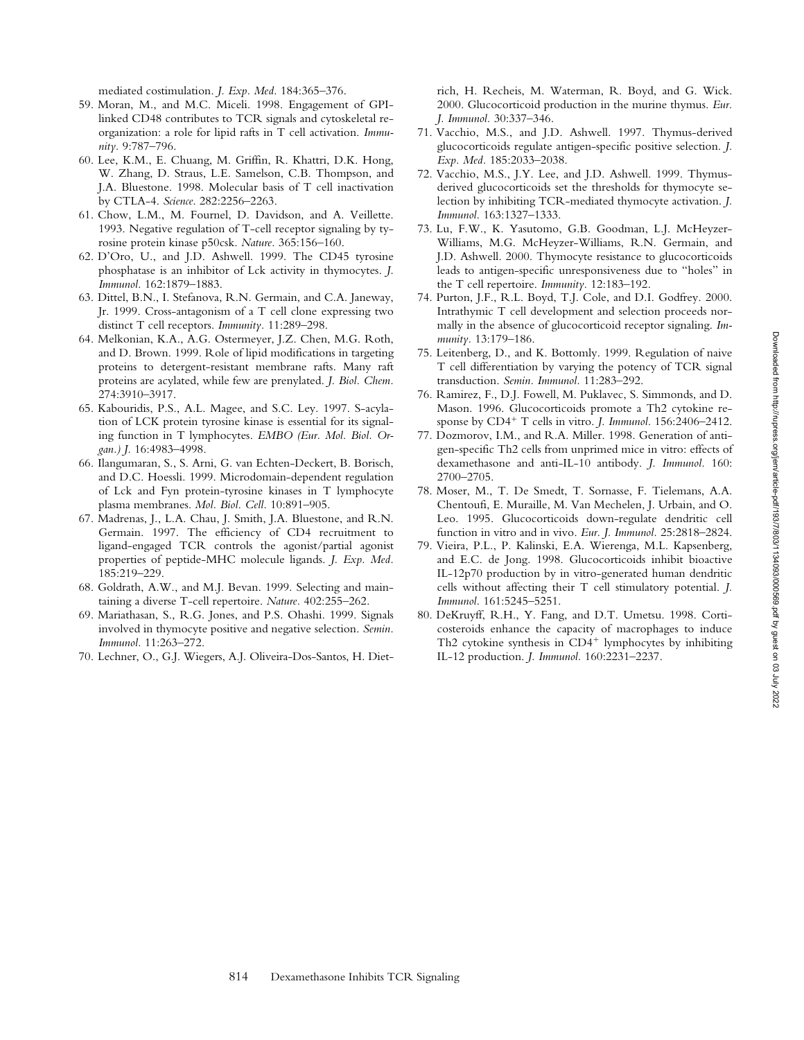mediated costimulation. *J. Exp. Med.* 184:365–376.

59. Moran, M., and M.C. Miceli. 1998. Engagement of GPI-linked CD48 contributes to TCR signals and cytoskeletal reorganization: a role for lipid rafts in T cell activation. *Immunity.* 9:787–796.
60. Lee, K.M., E. Chuang, M. Griffin, R. Khattri, D.K. Hong, W. Zhang, D. Straus, L.E. Samelson, C.B. Thompson, and J.A. Bluestone. 1998. Molecular basis of T cell inactivation by CTLA-4. *Science.* 282:2256–2263.
61. Chow, L.M., M. Fournel, D. Davidson, and A. Veillette. 1993. Negative regulation of T-cell receptor signaling by tyrosine protein kinase p50csk. *Nature.* 365:156–160.
62. D'Oro, U., and J.D. Ashwell. 1999. The CD45 tyrosine phosphatase is an inhibitor of Lck activity in thymocytes. *J. Immunol.* 162:1879–1883.
63. Dittel, B.N., I. Stefanova, R.N. Germain, and C.A. Janeway, Jr. 1999. Cross-antagonism of a T cell clone expressing two distinct T cell receptors. *Immunity.* 11:289–298.
64. Melkonian, K.A., A.G. Ostermeyer, J.Z. Chen, M.G. Roth, and D. Brown. 1999. Role of lipid modifications in targeting proteins to detergent-resistant membrane rafts. Many raft proteins are acylated, while few are prenylated. *J. Biol. Chem.* 274:3910–3917.
65. Kabouridis, P.S., A.L. Magee, and S.C. Ley. 1997. S-acylation of LCK protein tyrosine kinase is essential for its signaling function in T lymphocytes. *EMBO (Eur. Mol. Biol. Organ.) J.* 16:4983–4998.
66. Ilangumaran, S., S. Arni, G. van Echten-Deckert, B. Borisch, and D.C. Hoessli. 1999. Microdomain-dependent regulation of Lck and Fyn protein-tyrosine kinases in T lymphocyte plasma membranes. *Mol. Biol. Cell.* 10:891–905.
67. Madrenas, J., L.A. Chau, J. Smith, J.A. Bluestone, and R.N. Germain. 1997. The efficiency of CD4 recruitment to ligand-engaged TCR controls the agonist/partial agonist properties of peptide-MHC molecule ligands. *J. Exp. Med.* 185:219–229.
68. Goldrath, A.W., and M.J. Bevan. 1999. Selecting and maintaining a diverse T-cell repertoire. *Nature.* 402:255–262.
69. Mariathasan, S., R.G. Jones, and P.S. Ohashi. 1999. Signals involved in thymocyte positive and negative selection. *Semin. Immunol.* 11:263–272.
70. Lechner, O., G.J. Wiegers, A.J. Oliveira-Dos-Santos, H. Dietrich, H. Recheis, M. Waterman, R. Boyd, and G. Wick. 2000. Glucocorticoid production in the murine thymus. *Eur. J. Immunol.* 30:337–346.
71. Vacchio, M.S., and J.D. Ashwell. 1997. Thymus-derived glucocorticoids regulate antigen-specific positive selection. *J. Exp. Med.* 185:2033–2038.
72. Vacchio, M.S., J.Y. Lee, and J.D. Ashwell. 1999. Thymus-derived glucocorticoids set the thresholds for thymocyte selection by inhibiting TCR-mediated thymocyte activation. *J. Immunol.* 163:1327–1333.
73. Lu, F.W., K. Yasutomo, G.B. Goodman, L.J. McHeyzer-Williams, M.G. McHeyzer-Williams, R.N. Germain, and J.D. Ashwell. 2000. Thymocyte resistance to glucocorticoids leads to antigen-specific unresponsiveness due to "holes" in the T cell repertoire. *Immunity.* 12:183–192.
74. Purton, J.F., R.L. Boyd, T.J. Cole, and D.I. Godfrey. 2000. Intrathymic T cell development and selection proceeds normally in the absence of glucocorticoid receptor signaling. *Immunity.* 13:179–186.
75. Leitenberg, D., and K. Bottomly. 1999. Regulation of naive T cell differentiation by varying the potency of TCR signal transduction. *Semin. Immunol.* 11:283–292.
76. Ramirez, F., D.J. Fowell, M. Puklavec, S. Simmonds, and D. Mason. 1996. Glucocorticoids promote a Th2 cytokine response by $CD4^+$ T cells in vitro. *J. Immunol.* 156:2406–2412.
77. Dozmorov, I.M., and R.A. Miller. 1998. Generation of antigen-specific Th2 cells from unprimed mice in vitro: effects of dexamethasone and anti-IL-10 antibody. *J. Immunol.* 160: 2700–2705.
78. Moser, M., T. De Smedt, T. Sornasse, F. Tielemans, A.A. Chentoufi, E. Muraille, M. Van Mechelen, J. Urbain, and O. Leo. 1995. Glucocorticoids down-regulate dendritic cell function in vitro and in vivo. *Eur. J. Immunol.* 25:2818–2824.
79. Vieira, P.L., P. Kalinski, E.A. Wierenga, M.L. Kapsenberg, and E.C. de Jong. 1998. Glucocorticoids inhibit bioactive IL-12p70 production by in vitro-generated human dendritic cells without affecting their T cell stimulatory potential. *J. Immunol.* 161:5245–5251.
80. DeKruyff, R.H., Y. Fang, and D.T. Umetsu. 1998. Corticosteroids enhance the capacity of macrophages to induce Th2 cytokine synthesis in $CD4^+$ lymphocytes by inhibiting IL-12 production. *J. Immunol.* 160:2231–2237.